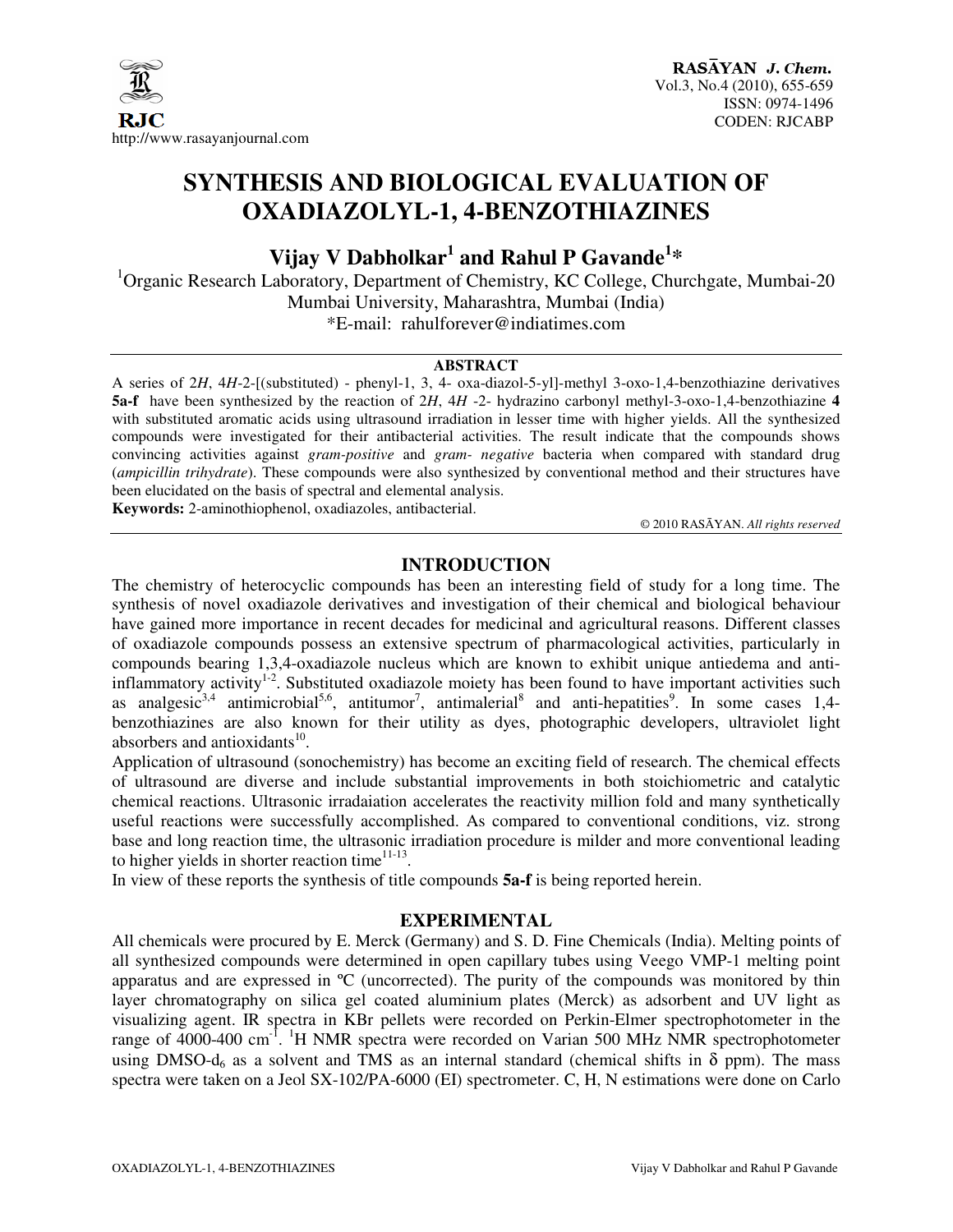# SYNTHESIS AND BIOLOGICAL EVALUATION OF OXADIAZOLYL-1, 4-BENZOTHIAZINES

## Vijay V Dabholkar[1] and Rahul P Gavande[1]*

[1]Organic Research Laboratory, Department of Chemistry, KC College, Churchgate, Mumbai-20
Mumbai University, Maharashtra, Mumbai (India)
*E-mail: rahulforever@indiatimes.com

### ABSTRACT

A series of 2*H*, 4*H*-2-[(substituted) - phenyl-1, 3, 4- oxa-diazol-5-yl]-methyl 3-oxo-1,4-benzothiazine derivatives **5a-f** have been synthesized by the reaction of 2*H*, 4*H* -2- hydrazino carbonyl methyl-3-oxo-1,4-benzothiazine **4** with substituted aromatic acids using ultrasound irradiation in lesser time with higher yields. All the synthesized compounds were investigated for their antibacterial activities. The result indicate that the compounds shows convincing activities against *gram-positive* and *gram- negative* bacteria when compared with standard drug (*ampicillin trihydrate*). These compounds were also synthesized by conventional method and their structures have been elucidated on the basis of spectral and elemental analysis.

**Keywords:** 2-aminothiophenol, oxadiazoles, antibacterial.

© 2010 RASĀYAN. *All rights reserved*

## INTRODUCTION

The chemistry of heterocyclic compounds has been an interesting field of study for a long time. The synthesis of novel oxadiazole derivatives and investigation of their chemical and biological behaviour have gained more importance in recent decades for medicinal and agricultural reasons. Different classes of oxadiazole compounds possess an extensive spectrum of pharmacological activities, particularly in compounds bearing 1,3,4-oxadiazole nucleus which are known to exhibit unique antiedema and anti-inflammatory activity[1-2]. Substituted oxadiazole moiety has been found to have important activities such as analgesic[3,4] antimicrobial[5,6], antitumor[7], antimalerial[8] and anti-hepatities[9]. In some cases 1,4-benzothiazines are also known for their utility as dyes, photographic developers, ultraviolet light absorbers and antioxidants[10].

Application of ultrasound (sonochemistry) has become an exciting field of research. The chemical effects of ultrasound are diverse and include substantial improvements in both stoichiometric and catalytic chemical reactions. Ultrasonic irradaiation accelerates the reactivity million fold and many synthetically useful reactions were successfully accomplished. As compared to conventional conditions, viz. strong base and long reaction time, the ultrasonic irradiation procedure is milder and more conventional leading to higher yields in shorter reaction time[11-13].

In view of these reports the synthesis of title compounds **5a-f** is being reported herein.

## EXPERIMENTAL

All chemicals were procured by E. Merck (Germany) and S. D. Fine Chemicals (India). Melting points of all synthesized compounds were determined in open capillary tubes using Veego VMP-1 melting point apparatus and are expressed in ºC (uncorrected). The purity of the compounds was monitored by thin layer chromatography on silica gel coated aluminium plates (Merck) as adsorbent and UV light as visualizing agent. IR spectra in KBr pellets were recorded on Perkin-Elmer spectrophotometer in the range of 4000-400 $cm^{-1}$. $^1H$ NMR spectra were recorded on Varian 500 MHz NMR spectrophotometer using DMSO-$d_6$ as a solvent and TMS as an internal standard (chemical shifts in δ ppm). The mass spectra were taken on a Jeol SX-102/PA-6000 (EI) spectrometer. C, H, N estimations were done on Carlo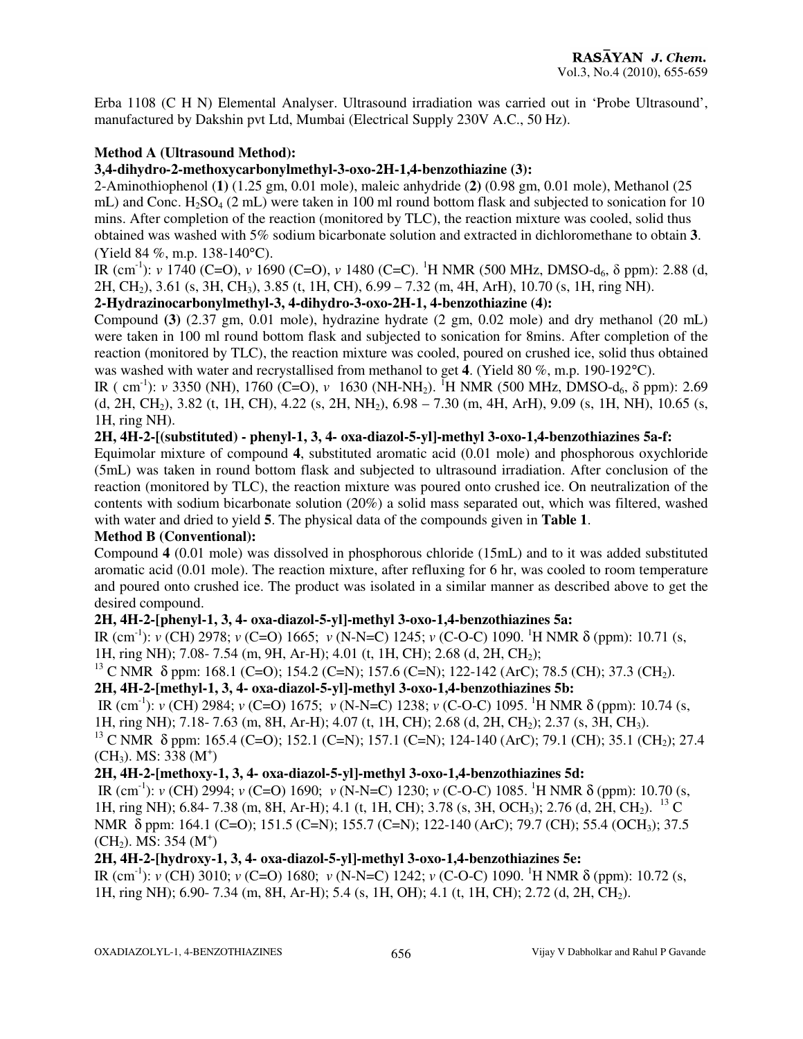Erba 1108 (C H N) Elemental Analyser. Ultrasound irradiation was carried out in 'Probe Ultrasound', manufactured by Dakshin pvt Ltd, Mumbai (Electrical Supply 230V A.C., 50 Hz).

**Method A (Ultrasound Method):**

**3,4-dihydro-2-methoxycarbonylmethyl-3-oxo-2H-1,4-benzothiazine (3):**

2-Aminothiophenol (**1**) (1.25 gm, 0.01 mole), maleic anhydride (**2**) (0.98 gm, 0.01 mole), Methanol (25 mL) and Conc. $H_2SO_4$ (2 mL) were taken in 100 ml round bottom flask and subjected to sonication for 10 mins. After completion of the reaction (monitored by TLC), the reaction mixture was cooled, solid thus obtained was washed with 5% sodium bicarbonate solution and extracted in dichloromethane to obtain **3**. (Yield 84 %, m.p. 138-140°C).

IR ($cm^{-1}$): *ν* 1740 (C=O), *ν* 1690 (C=O), *ν* 1480 (C=C). $^1$H NMR (500 MHz, DMSO-$d_6$, δ ppm): 2.88 (d, 2H, $CH_2$), 3.61 (s, 3H, $CH_3$), 3.85 (t, 1H, CH), 6.99 – 7.32 (m, 4H, ArH), 10.70 (s, 1H, ring NH).

**2-Hydrazinocarbonylmethyl-3, 4-dihydro-3-oxo-2H-1, 4-benzothiazine (4):**

Compound **(3)** (2.37 gm, 0.01 mole), hydrazine hydrate (2 gm, 0.02 mole) and dry methanol (20 mL) were taken in 100 ml round bottom flask and subjected to sonication for 8mins. After completion of the reaction (monitored by TLC), the reaction mixture was cooled, poured on crushed ice, solid thus obtained was washed with water and recrystallised from methanol to get **4**. (Yield 80 %, m.p. 190-192°C).

IR ( $cm^{-1}$): *ν* 3350 (NH), 1760 (C=O), *ν* 1630 (NH-$NH_2$). $^1$H NMR (500 MHz, DMSO-$d_6$, δ ppm): 2.69 (d, 2H, $CH_2$), 3.82 (t, 1H, CH), 4.22 (s, 2H, $NH_2$), 6.98 – 7.30 (m, 4H, ArH), 9.09 (s, 1H, NH), 10.65 (s, 1H, ring NH).

**2H, 4H-2-[(substituted) - phenyl-1, 3, 4- oxa-diazol-5-yl]-methyl 3-oxo-1,4-benzothiazines 5a-f:**

Equimolar mixture of compound **4**, substituted aromatic acid (0.01 mole) and phosphorous oxychloride (5mL) was taken in round bottom flask and subjected to ultrasound irradiation. After conclusion of the reaction (monitored by TLC), the reaction mixture was poured onto crushed ice. On neutralization of the contents with sodium bicarbonate solution (20%) a solid mass separated out, which was filtered, washed with water and dried to yield **5**. The physical data of the compounds given in **Table 1**.

**Method B (Conventional):**

Compound **4** (0.01 mole) was dissolved in phosphorous chloride (15mL) and to it was added substituted aromatic acid (0.01 mole). The reaction mixture, after refluxing for 6 hr, was cooled to room temperature and poured onto crushed ice. The product was isolated in a similar manner as described above to get the desired compound.

**2H, 4H-2-[phenyl-1, 3, 4- oxa-diazol-5-yl]-methyl 3-oxo-1,4-benzothiazines 5a:**

IR ($cm^{-1}$): *ν* (CH) 2978; *ν* (C=O) 1665; *ν* (N-N=C) 1245; *ν* (C-O-C) 1090. $^1$H NMR δ (ppm): 10.71 (s, 1H, ring NH); 7.08- 7.54 (m, 9H, Ar-H); 4.01 (t, 1H, CH); 2.68 (d, 2H, $CH_2$);

$^{13}$C NMR δ ppm: 168.1 (C=O); 154.2 (C=N); 157.6 (C=N); 122-142 (ArC); 78.5 (CH); 37.3 ($CH_2$).

**2H, 4H-2-[methyl-1, 3, 4- oxa-diazol-5-yl]-methyl 3-oxo-1,4-benzothiazines 5b:**

IR ($cm^{-1}$): *ν* (CH) 2984; *ν* (C=O) 1675; *ν* (N-N=C) 1238; *ν* (C-O-C) 1095. $^1$H NMR δ (ppm): 10.74 (s, 1H, ring NH); 7.18- 7.63 (m, 8H, Ar-H); 4.07 (t, 1H, CH); 2.68 (d, 2H, $CH_2$); 2.37 (s, 3H, $CH_3$).

$^{13}$C NMR δ ppm: 165.4 (C=O); 152.1 (C=N); 157.1 (C=N); 124-140 (ArC); 79.1 (CH); 35.1 ($CH_2$); 27.4 ($CH_3$). MS: 338 ($M^+$)

**2H, 4H-2-[methoxy-1, 3, 4- oxa-diazol-5-yl]-methyl 3-oxo-1,4-benzothiazines 5d:**

IR ($cm^{-1}$): *ν* (CH) 2994; *ν* (C=O) 1690; *ν* (N-N=C) 1230; *ν* (C-O-C) 1085. $^1$H NMR δ (ppm): 10.70 (s, 1H, ring NH); 6.84- 7.38 (m, 8H, Ar-H); 4.1 (t, 1H, CH); 3.78 (s, 3H, $OCH_3$); 2.76 (d, 2H, $CH_2$). $^{13}$C NMR δ ppm: 164.1 (C=O); 151.5 (C=N); 155.7 (C=N); 122-140 (ArC); 79.7 (CH); 55.4 ($OCH_3$); 37.5 ($CH_2$). MS: 354 ($M^+$)

**2H, 4H-2-[hydroxy-1, 3, 4- oxa-diazol-5-yl]-methyl 3-oxo-1,4-benzothiazines 5e:**

IR ($cm^{-1}$): *ν* (CH) 3010; *ν* (C=O) 1680; *ν* (N-N=C) 1242; *ν* (C-O-C) 1090. $^1$H NMR δ (ppm): 10.72 (s, 1H, ring NH); 6.90- 7.34 (m, 8H, Ar-H); 5.4 (s, 1H, OH); 4.1 (t, 1H, CH); 2.72 (d, 2H, $CH_2$).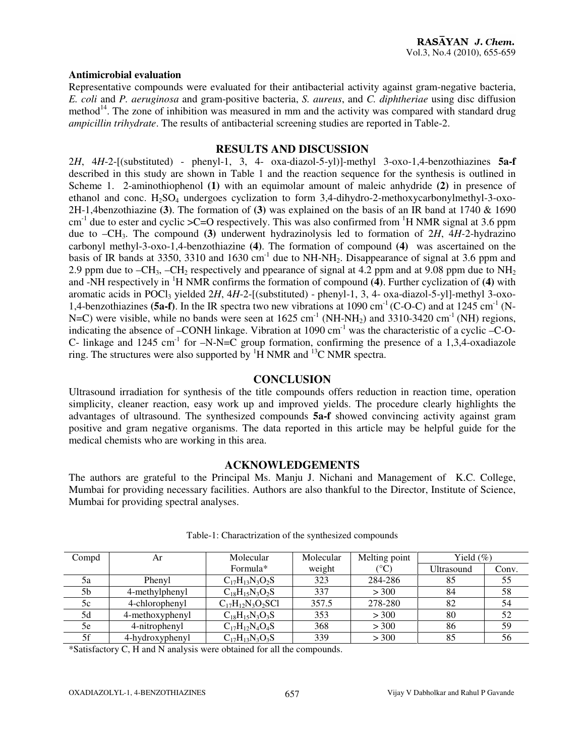**Antimicrobial evaluation**

Representative compounds were evaluated for their antibacterial activity against gram-negative bacteria, *E. coli* and *P. aeruginosa* and gram-positive bacteria, *S. aureus*, and *C. diphtheriae* using disc diffusion method[14]. The zone of inhibition was measured in mm and the activity was compared with standard drug *ampicillin trihydrate*. The results of antibacterial screening studies are reported in Table-2.

## RESULTS AND DISCUSSION

2*H*, 4*H*-2-[(substituted) - phenyl-1, 3, 4- oxa-diazol-5-yl)]-methyl 3-oxo-1,4-benzothiazines **5a-f** described in this study are shown in Table 1 and the reaction sequence for the synthesis is outlined in Scheme 1. 2-aminothiophenol **(1)** with an equimolar amount of maleic anhydride **(2)** in presence of ethanol and conc. $H_2SO_4$ undergoes cyclization to form 3,4-dihydro-2-methoxycarbonylmethyl-3-oxo-2H-1,4benzothiazine **(3)**. The formation of **(3)** was explained on the basis of an IR band at 1740 & 1690 $cm^{-1}$ due to ester and cyclic >C=O respectively. This was also confirmed from $^1$H NMR signal at 3.6 ppm due to $-CH_3$. The compound **(3)** underwent hydrazinolysis led to formation of 2*H*, 4*H*-2-hydrazino carbonyl methyl-3-oxo-1,4-benzothiazine **(4)**. The formation of compound **(4)** was ascertained on the basis of IR bands at 3350, 3310 and 1630 $cm^{-1}$ due to NH-$NH_2$. Disappearance of signal at 3.6 ppm and 2.9 ppm due to $-CH_3$, $-CH_2$ respectively and ppearance of signal at 4.2 ppm and at 9.08 ppm due to $NH_2$ and -NH respectively in $^1$H NMR confirms the formation of compound **(4)**. Further cyclization of **(4)** with aromatic acids in $POCl_3$ yielded 2*H*, 4*H*-2-[(substituted) - phenyl-1, 3, 4- oxa-diazol-5-yl]-methyl 3-oxo-1,4-benzothiazines **(5a-f)**. In the IR spectra two new vibrations at 1090 $cm^{-1}$ (C-O-C) and at 1245 $cm^{-1}$ (N-N=C) were visible, while no bands were seen at 1625 $cm^{-1}$ (NH-$NH_2$) and 3310-3420 $cm^{-1}$ (NH) regions, indicating the absence of –CONH linkage. Vibration at 1090 $cm^{-1}$ was the characteristic of a cyclic –C-O-C- linkage and 1245 $cm^{-1}$ for –N-N=C group formation, confirming the presence of a 1,3,4-oxadiazole ring. The structures were also supported by $^1$H NMR and $^{13}$C NMR spectra.

## CONCLUSION

Ultrasound irradiation for synthesis of the title compounds offers reduction in reaction time, operation simplicity, cleaner reaction, easy work up and improved yields. The procedure clearly highlights the advantages of ultrasound. The synthesized compounds **5a-f** showed convincing activity against gram positive and gram negative organisms. The data reported in this article may be helpful guide for the medical chemists who are working in this area.

## ACKNOWLEDGEMENTS

The authors are grateful to the Principal Ms. Manju J. Nichani and Management of K.C. College, Mumbai for providing necessary facilities. Authors are also thankful to the Director, Institute of Science, Mumbai for providing spectral analyses.

Table-1: Charactrization of the synthesized compounds

| Compd | Ar | Molecular Formula* | Molecular weight | Melting point (°C) | Yield (%) | |
|---|---|---|---|---|---|---|
| | | | | | Ultrasound | Conv. |
| 5a | Phenyl | $C_{17}H_{13}N_3O_2S$ | 323 | 284-286 | 85 | 55 |
| 5b | 4-methylphenyl | $C_{18}H_{15}N_3O_2S$ | 337 | > 300 | 84 | 58 |
| 5c | 4-chlorophenyl | $C_{17}H_{12}N_3O_2SCl$ | 357.5 | 278-280 | 82 | 54 |
| 5d | 4-methoxyphenyl | $C_{18}H_{15}N_3O_3S$ | 353 | > 300 | 80 | 52 |
| 5e | 4-nitrophenyl | $C_{17}H_{12}N_4O_4S$ | 368 | > 300 | 86 | 59 |
| 5f | 4-hydroxyphenyl | $C_{17}H_{13}N_3O_3S$ | 339 | > 300 | 85 | 56 |

*Satisfactory C, H and N analysis were obtained for all the compounds.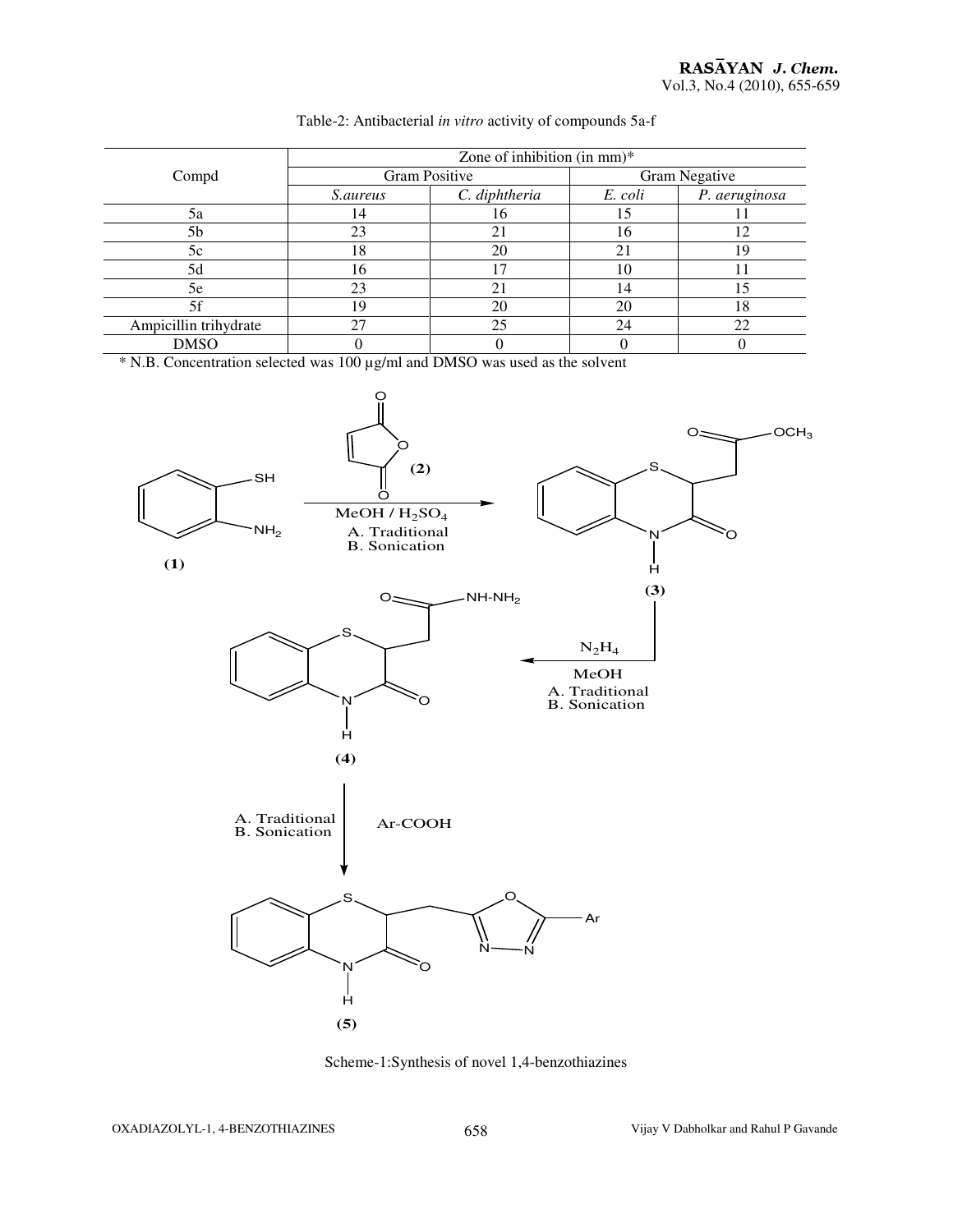Table-2: Antibacterial *in vitro* activity of compounds 5a-f

| Compd | Zone of inhibition (in mm)* | | | |
|---|---|---|---|---|
| | Gram Positive | | Gram Negative | |
| | *S.aureus* | *C. diphtheria* | *E. coli* | *P. aeruginosa* |
| 5a | 14 | 16 | 15 | 11 |
| 5b | 23 | 21 | 16 | 12 |
| 5c | 18 | 20 | 21 | 19 |
| 5d | 16 | 17 | 10 | 11 |
| 5e | 23 | 21 | 14 | 15 |
| 5f | 19 | 20 | 20 | 18 |
| Ampicillin trihydrate | 27 | 25 | 24 | 22 |
| DMSO | 0 | 0 | 0 | 0 |

* N.B. Concentration selected was 100 µg/ml and DMSO was used as the solvent

(1) + (2), $MeOH / H_2SO_4$, A. Traditional, B. Sonication → (3)

(3), $N_2H_4$, MeOH, A. Traditional, B. Sonication → (4)

(4), Ar-COOH, A. Traditional, B. Sonication → (5)

Scheme-1:Synthesis of novel 1,4-benzothiazines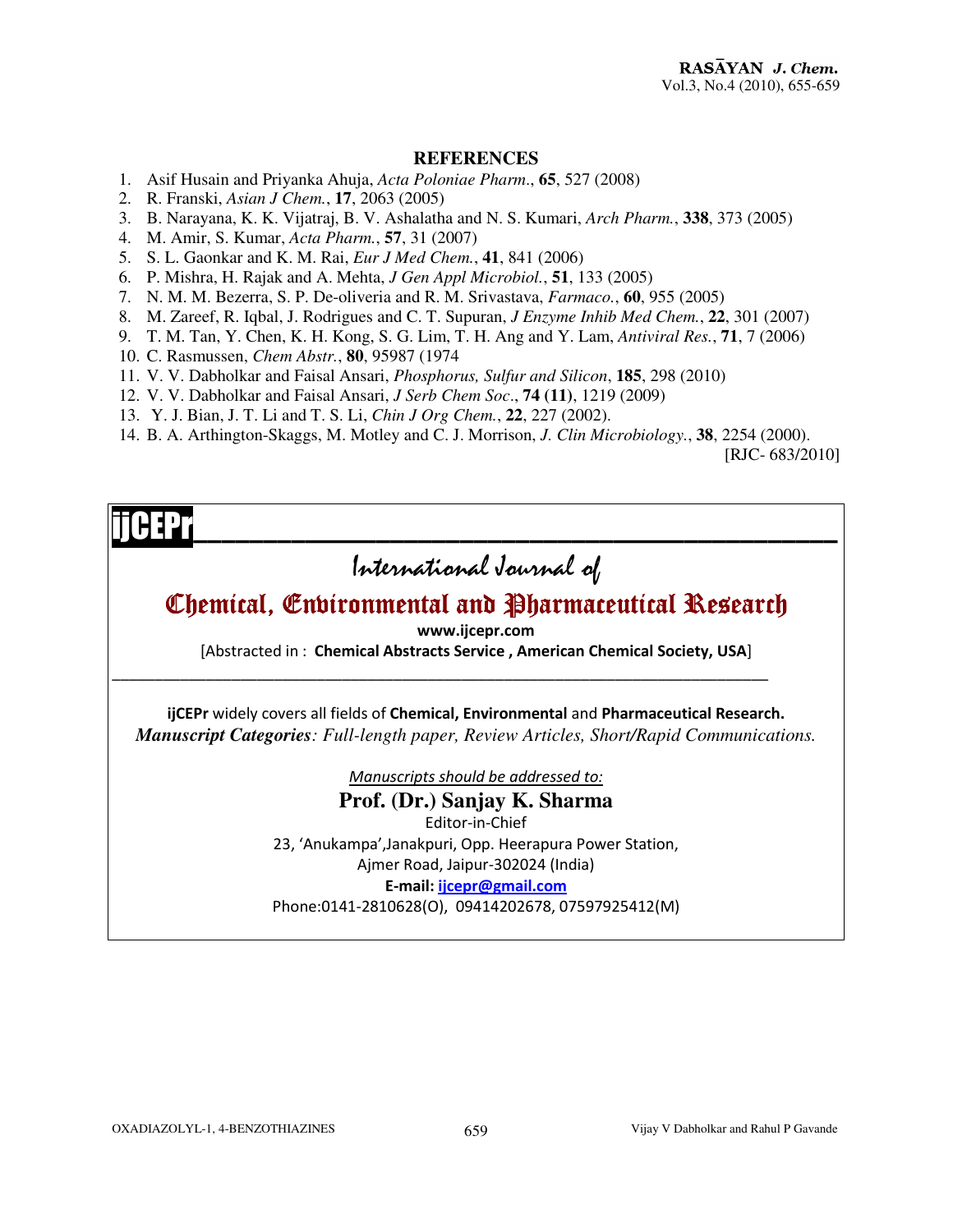## REFERENCES

1. Asif Husain and Priyanka Ahuja, *Acta Poloniae Pharm*., **65**, 527 (2008)
2. R. Franski, *Asian J Chem.*, **17**, 2063 (2005)
3. B. Narayana, K. K. Vijatraj, B. V. Ashalatha and N. S. Kumari, *Arch Pharm.*, **338**, 373 (2005)
4. M. Amir, S. Kumar, *Acta Pharm.*, **57**, 31 (2007)
5. S. L. Gaonkar and K. M. Rai, *Eur J Med Chem.*, **41**, 841 (2006)
6. P. Mishra, H. Rajak and A. Mehta, *J Gen Appl Microbiol.*, **51**, 133 (2005)
7. N. M. M. Bezerra, S. P. De-oliveria and R. M. Srivastava, *Farmaco.*, **60**, 955 (2005)
8. M. Zareef, R. Iqbal, J. Rodrigues and C. T. Supuran, *J Enzyme Inhib Med Chem.*, **22**, 301 (2007)
9. T. M. Tan, Y. Chen, K. H. Kong, S. G. Lim, T. H. Ang and Y. Lam, *Antiviral Res.*, **71**, 7 (2006)
10. C. Rasmussen, *Chem Abstr.*, **80**, 95987 (1974
11. V. V. Dabholkar and Faisal Ansari, *Phosphorus, Sulfur and Silicon*, **185**, 298 (2010)
12. V. V. Dabholkar and Faisal Ansari, *J Serb Chem Soc*., **74 (11)**, 1219 (2009)
13. Y. J. Bian, J. T. Li and T. S. Li, *Chin J Org Chem.*, **22**, 227 (2002).
14. B. A. Arthington-Skaggs, M. Motley and C. J. Morrison, *J. Clin Microbiology.*, **38**, 2254 (2000).

[RJC- 683/2010]

---

**ijCEPr**

# International Journal of Chemical, Environmental and Pharmaceutical Research

**www.ijcepr.com**

[Abstracted in : **Chemical Abstracts Service , American Chemical Society, USA**]

**ijCEPr** widely covers all fields of **Chemical, Environmental** and **Pharmaceutical Research.**

***Manuscript Categories****: Full-length paper, Review Articles, Short/Rapid Communications.*

Manuscripts should be addressed to:

**Prof. (Dr.) Sanjay K. Sharma**

Editor-in-Chief

23, 'Anukampa',Janakpuri, Opp. Heerapura Power Station,

Ajmer Road, Jaipur-302024 (India)

**E-mail:** ijcepr@gmail.com

Phone:0141-2810628(O), 09414202678, 07597925412(M)